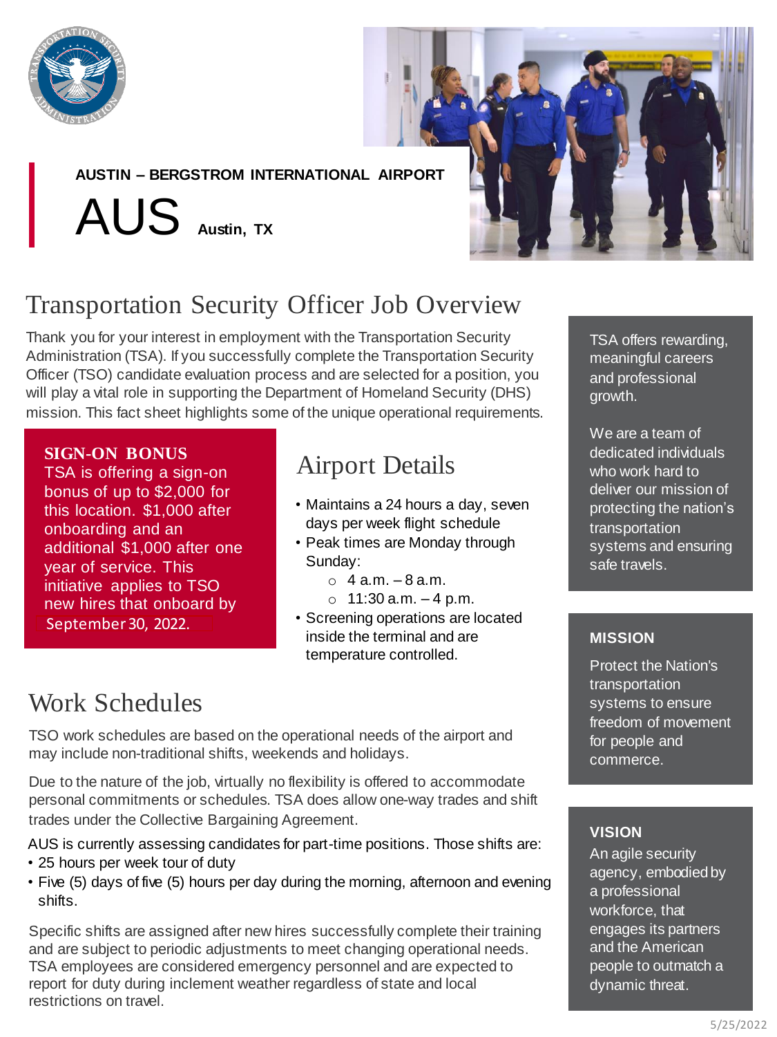AUSTIN – BERGSTROM INTERNATIONAL AIRPORT

# AUS Austin, TX

## Transportation Security Officer Job Overview

Thank you for your interest in employment with the Transportation Security Administration (TSA). If you successfully complete the Transportation Security Officer (TSO) candidate evaluation process and are selected for a position, you will play a vital role in supporting the Department of Homeland Security (DHS) mission. This fact sheet highlights some of the unique operational requirements.

**SIGN-ON BONUS**
TSA is offering a sign-on bonus of up to $2,000 for this location. $1,000 after onboarding and an additional $1,000 after one year of service. This initiative applies to TSO new hires that onboard by September 30, 2022.

## Airport Details

- Maintains a 24 hours a day, seven days per week flight schedule
- Peak times are Monday through Sunday:
  - 4 a.m. – 8 a.m.
  - 11:30 a.m. – 4 p.m.
- Screening operations are located inside the terminal and are temperature controlled.

## Work Schedules

TSO work schedules are based on the operational needs of the airport and may include non-traditional shifts, weekends and holidays.

Due to the nature of the job, virtually no flexibility is offered to accommodate personal commitments or schedules. TSA does allow one-way trades and shift trades under the Collective Bargaining Agreement.

AUS is currently assessing candidates for part-time positions. Those shifts are:

- 25 hours per week tour of duty
- Five (5) days of five (5) hours per day during the morning, afternoon and evening shifts.

Specific shifts are assigned after new hires successfully complete their training and are subject to periodic adjustments to meet changing operational needs. TSA employees are considered emergency personnel and are expected to report for duty during inclement weather regardless of state and local restrictions on travel.

TSA offers rewarding, meaningful careers and professional growth.

We are a team of dedicated individuals who work hard to deliver our mission of protecting the nation's transportation systems and ensuring safe travels.

**MISSION**

Protect the Nation's transportation systems to ensure freedom of movement for people and commerce.

**VISION**

An agile security agency, embodied by a professional workforce, that engages its partners and the American people to outmatch a dynamic threat.

5/25/2022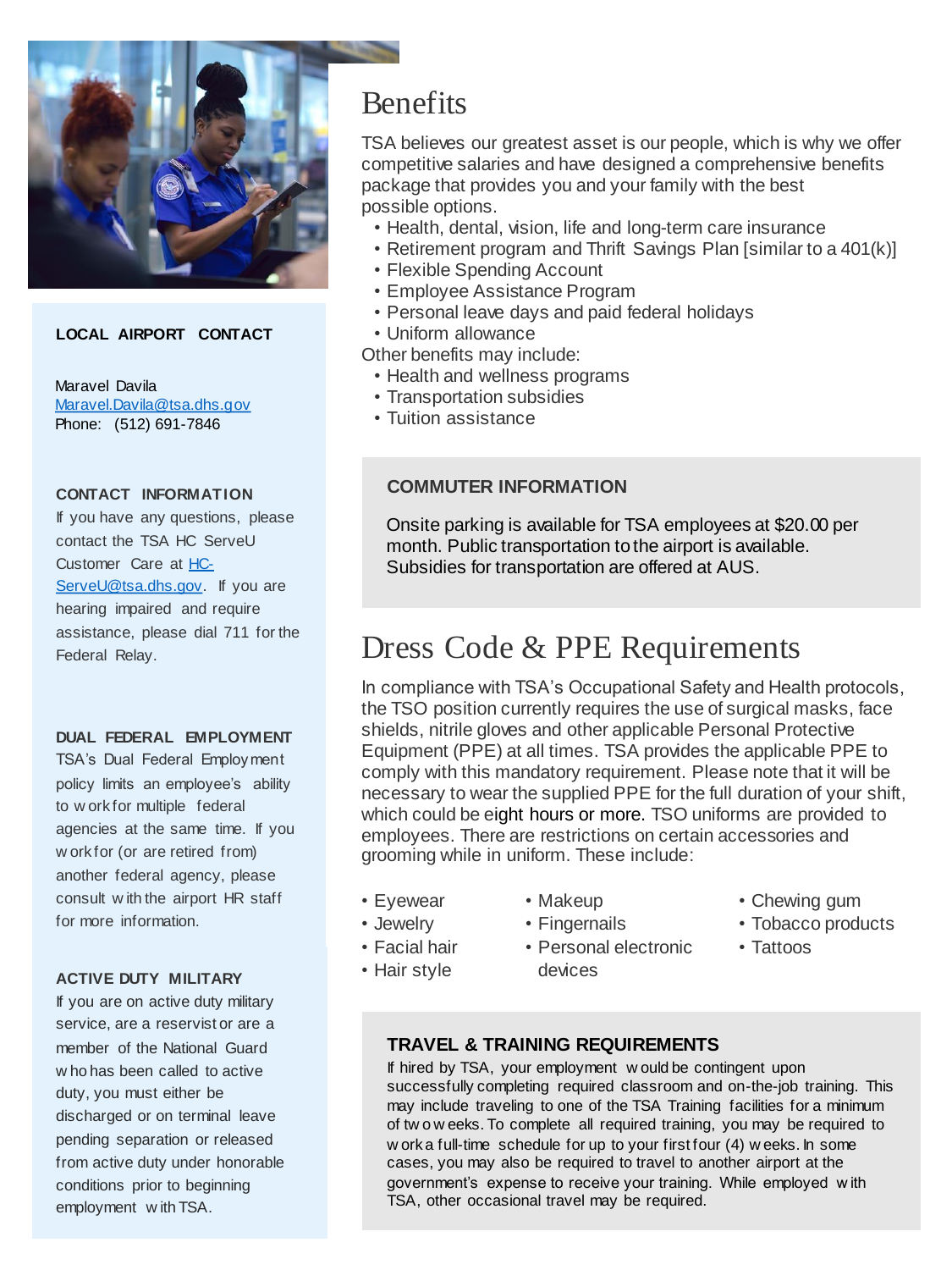**LOCAL AIRPORT CONTACT**

Maravel Davila
Maravel.Davila@tsa.dhs.gov
Phone: (512) 691-7846

**CONTACT INFORMATION**

If you have any questions, please contact the TSA HC ServeU Customer Care at HC-ServeU@tsa.dhs.gov. If you are hearing impaired and require assistance, please dial 711 for the Federal Relay.

**DUAL FEDERAL EMPLOYMENT**

TSA's Dual Federal Employment policy limits an employee's ability to work for multiple federal agencies at the same time. If you work for (or are retired from) another federal agency, please consult with the airport HR staff for more information.

**ACTIVE DUTY MILITARY**

If you are on active duty military service, are a reservist or are a member of the National Guard who has been called to active duty, you must either be discharged or on terminal leave pending separation or released from active duty under honorable conditions prior to beginning employment with TSA.

# Benefits

TSA believes our greatest asset is our people, which is why we offer competitive salaries and have designed a comprehensive benefits package that provides you and your family with the best possible options.

- Health, dental, vision, life and long-term care insurance
- Retirement program and Thrift Savings Plan [similar to a 401(k)]
- Flexible Spending Account
- Employee Assistance Program
- Personal leave days and paid federal holidays
- Uniform allowance

Other benefits may include:

- Health and wellness programs
- Transportation subsidies
- Tuition assistance

**COMMUTER INFORMATION**

Onsite parking is available for TSA employees at $20.00 per month. Public transportation to the airport is available. Subsidies for transportation are offered at AUS.

# Dress Code & PPE Requirements

In compliance with TSA's Occupational Safety and Health protocols, the TSO position currently requires the use of surgical masks, face shields, nitrile gloves and other applicable Personal Protective Equipment (PPE) at all times. TSA provides the applicable PPE to comply with this mandatory requirement. Please note that it will be necessary to wear the supplied PPE for the full duration of your shift, which could be eight hours or more. TSO uniforms are provided to employees. There are restrictions on certain accessories and grooming while in uniform. These include:

- Eyewear
- Jewelry
- Facial hair
- Hair style
- Makeup
- Fingernails
- Personal electronic devices
- Chewing gum
- Tobacco products
- Tattoos

**TRAVEL & TRAINING REQUIREMENTS**

If hired by TSA, your employment would be contingent upon successfully completing required classroom and on-the-job training. This may include traveling to one of the TSA Training facilities for a minimum of two weeks. To complete all required training, you may be required to work a full-time schedule for up to your first four (4) weeks. In some cases, you may also be required to travel to another airport at the government's expense to receive your training. While employed with TSA, other occasional travel may be required.